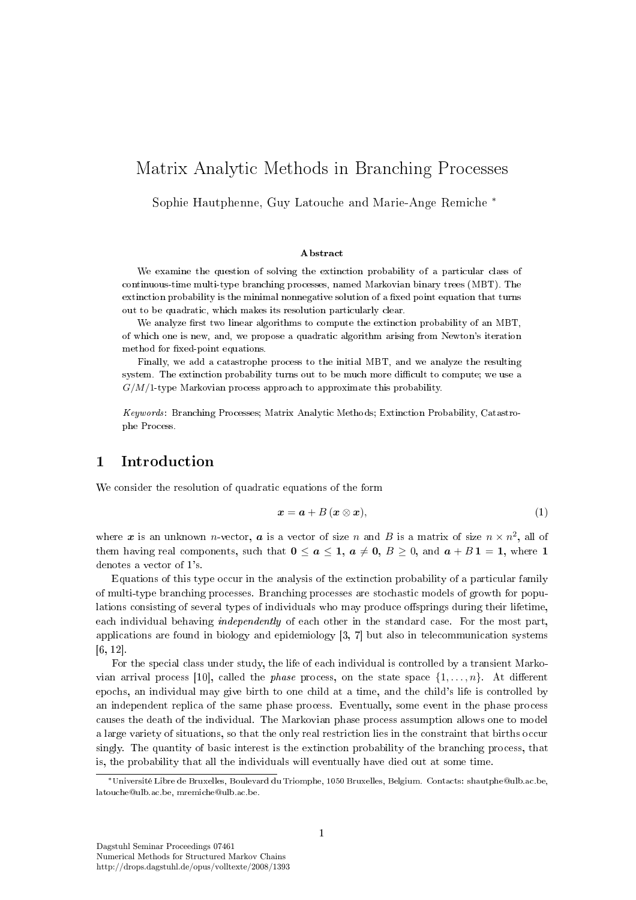# Matrix Analytic Methods in Branching Processes

Sophie Hautphenne, Guy Latouche and Marie-Ange Remiche *

### Abstract

We examine the question of solving the extinction probability of a particular class of continuous-time multi-type branching processes, named Markovian binary trees (MBT). The extinction probability is the minimal nonnegative solution of a fixed point equation that turns out to be quadratic, which makes its resolution particularly clear.

We analyze first two linear algorithms to compute the extinction probability of an MBT, of which one is new, and, we propose a quadratic algorithm arising from Newton's iteration method for fixed-point equations.

Finally, we add a catastrophe process to the initial MBT, and we analyze the resulting system. The extinction probability turns out to be much more difficult to compute; we use a $G/M/1$-type Markovian process approach to approximate this probability.

*Keywords*: Branching Processes; Matrix Analytic Methods; Extinction Probability, Catastrophe Process.

## 1 Introduction

We consider the resolution of quadratic equations of the form

$$\boldsymbol{x} = \boldsymbol{a} + B\,(\boldsymbol{x} \otimes \boldsymbol{x}), \tag{1}$$

where $\boldsymbol{x}$ is an unknown $n$-vector, $\boldsymbol{a}$ is a vector of size $n$ and $B$ is a matrix of size $n \times n^2$, all of them having real components, such that $\boldsymbol{0} \leq \boldsymbol{a} \leq \boldsymbol{1}$, $\boldsymbol{a} \neq \boldsymbol{0}$, $B \geq 0$, and $\boldsymbol{a} + B\,\boldsymbol{1} = \boldsymbol{1}$, where $\boldsymbol{1}$ denotes a vector of 1's.

Equations of this type occur in the analysis of the extinction probability of a particular family of multi-type branching processes. Branching processes are stochastic models of growth for populations consisting of several types of individuals who may produce offsprings during their lifetime, each individual behaving *independently* of each other in the standard case. For the most part, applications are found in biology and epidemiology [3, 7] but also in telecommunication systems [6, 12].

For the special class under study, the life of each individual is controlled by a transient Markovian arrival process [10], called the *phase* process, on the state space $\{1, \ldots, n\}$. At different epochs, an individual may give birth to one child at a time, and the child's life is controlled by an independent replica of the same phase process. Eventually, some event in the phase process causes the death of the individual. The Markovian phase process assumption allows one to model a large variety of situations, so that the only real restriction lies in the constraint that births occur singly. The quantity of basic interest is the extinction probability of the branching process, that is, the probability that all the individuals will eventually have died out at some time.

*Université Libre de Bruxelles, Boulevard du Triomphe, 1050 Bruxelles, Belgium. Contacts: shautphe@ulb.ac.be, latouche@ulb.ac.be, mremiche@ulb.ac.be.

Dagstuhl Seminar Proceedings 07461
Numerical Methods for Structured Markov Chains
http://drops.dagstuhl.de/opus/volltexte/2008/1393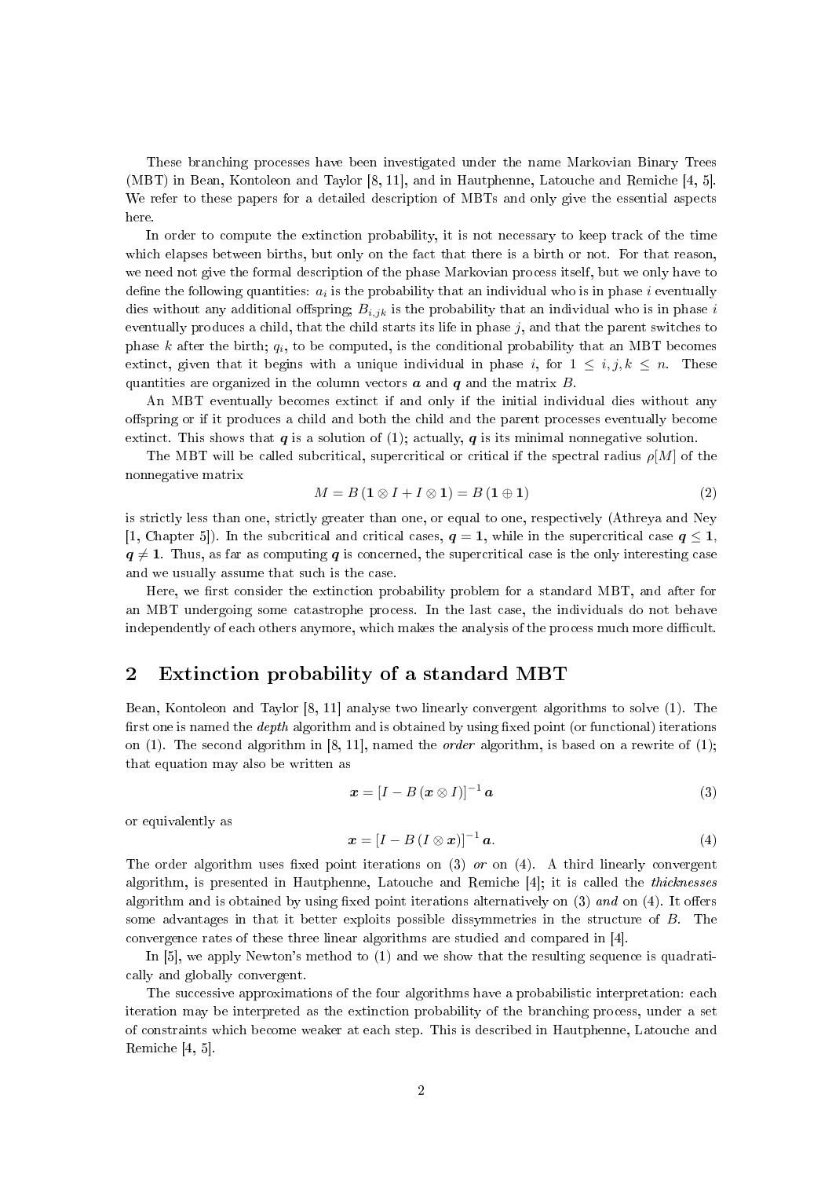These branching processes have been investigated under the name Markovian Binary Trees (MBT) in Bean, Kontoleon and Taylor [8, 11], and in Hautphenne, Latouche and Remiche [4, 5]. We refer to these papers for a detailed description of MBTs and only give the essential aspects here.

In order to compute the extinction probability, it is not necessary to keep track of the time which elapses between births, but only on the fact that there is a birth or not. For that reason, we need not give the formal description of the phase Markovian process itself, but we only have to define the following quantities: $a_i$ is the probability that an individual who is in phase $i$ eventually dies without any additional offspring; $B_{i,jk}$ is the probability that an individual who is in phase $i$ eventually produces a child, that the child starts its life in phase $j$, and that the parent switches to phase $k$ after the birth; $q_i$, to be computed, is the conditional probability that an MBT becomes extinct, given that it begins with a unique individual in phase $i$, for $1 \leq i, j, k \leq n$. These quantities are organized in the column vectors $\boldsymbol{a}$ and $\boldsymbol{q}$ and the matrix $B$.

An MBT eventually becomes extinct if and only if the initial individual dies without any offspring or if it produces a child and both the child and the parent processes eventually become extinct. This shows that $\boldsymbol{q}$ is a solution of (1); actually, $\boldsymbol{q}$ is its minimal nonnegative solution.

The MBT will be called subcritical, supercritical or critical if the spectral radius $\rho[M]$ of the nonnegative matrix

$$M = B\,(\mathbf{1} \otimes I + I \otimes \mathbf{1}) = B\,(\mathbf{1} \oplus \mathbf{1}) \tag{2}$$

is strictly less than one, strictly greater than one, or equal to one, respectively (Athreya and Ney [1, Chapter 5]). In the subcritical and critical cases, $\boldsymbol{q} = \mathbf{1}$, while in the supercritical case $\boldsymbol{q} \leq \mathbf{1}$, $\boldsymbol{q} \neq \mathbf{1}$. Thus, as far as computing $\boldsymbol{q}$ is concerned, the supercritical case is the only interesting case and we usually assume that such is the case.

Here, we first consider the extinction probability problem for a standard MBT, and after for an MBT undergoing some catastrophe process. In the last case, the individuals do not behave independently of each others anymore, which makes the analysis of the process much more difficult.

## 2 Extinction probability of a standard MBT

Bean, Kontoleon and Taylor [8, 11] analyse two linearly convergent algorithms to solve (1). The first one is named the *depth* algorithm and is obtained by using fixed point (or functional) iterations on (1). The second algorithm in [8, 11], named the *order* algorithm, is based on a rewrite of (1); that equation may also be written as

$$\boldsymbol{x} = [I - B\,(\boldsymbol{x} \otimes I)]^{-1}\,\boldsymbol{a} \tag{3}$$

or equivalently as

$$\boldsymbol{x} = [I - B\,(I \otimes \boldsymbol{x})]^{-1}\,\boldsymbol{a}. \tag{4}$$

The order algorithm uses fixed point iterations on (3) *or* on (4). A third linearly convergent algorithm, is presented in Hautphenne, Latouche and Remiche [4]; it is called the *thicknesses* algorithm and is obtained by using fixed point iterations alternatively on (3) *and* on (4). It offers some advantages in that it better exploits possible dissymmetries in the structure of $B$. The convergence rates of these three linear algorithms are studied and compared in [4].

In [5], we apply Newton's method to (1) and we show that the resulting sequence is quadratically and globally convergent.

The successive approximations of the four algorithms have a probabilistic interpretation: each iteration may be interpreted as the extinction probability of the branching process, under a set of constraints which become weaker at each step. This is described in Hautphenne, Latouche and Remiche [4, 5].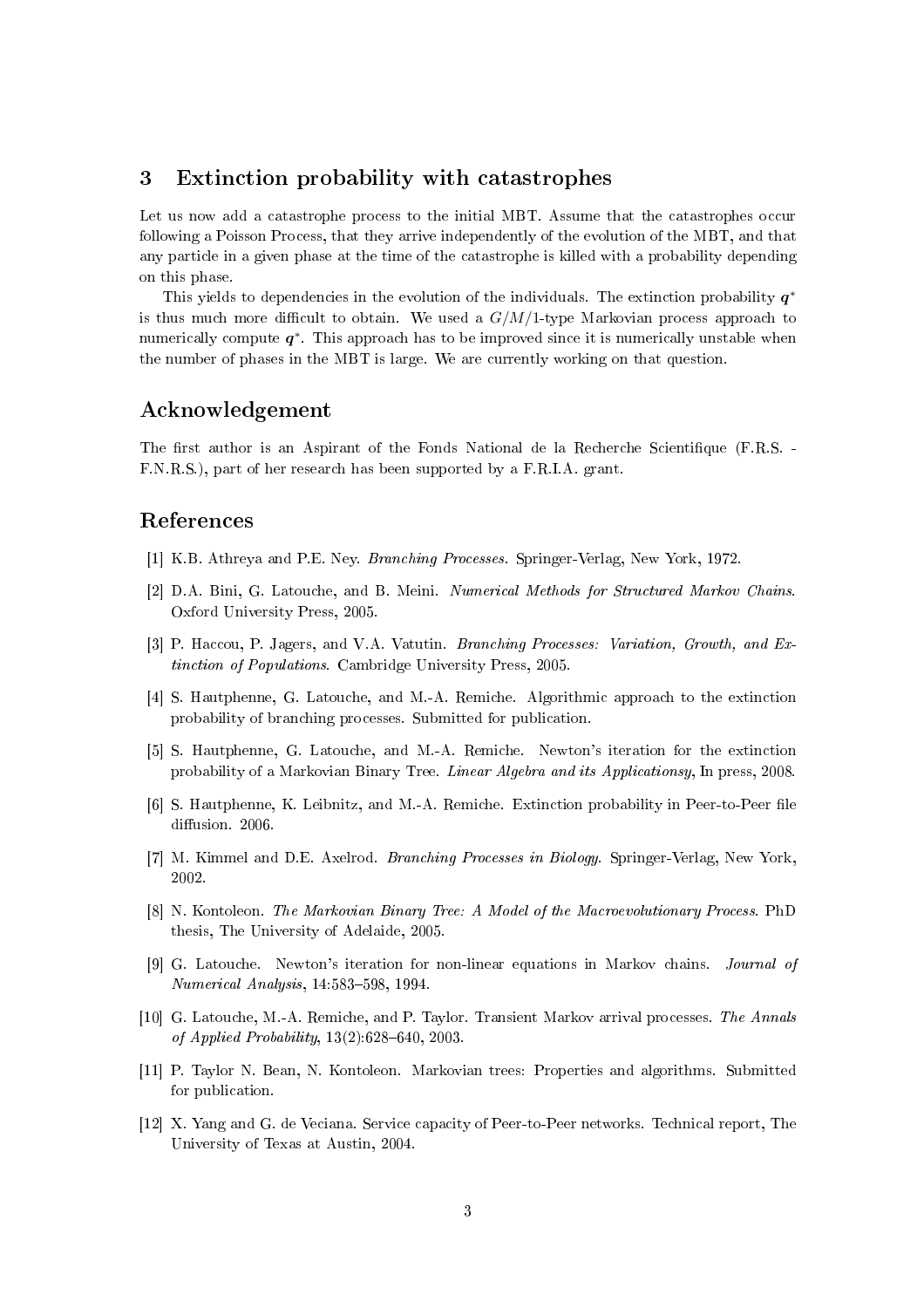## 3 Extinction probability with catastrophes

Let us now add a catastrophe process to the initial MBT. Assume that the catastrophes occur following a Poisson Process, that they arrive independently of the evolution of the MBT, and that any particle in a given phase at the time of the catastrophe is killed with a probability depending on this phase.

This yields to dependencies in the evolution of the individuals. The extinction probability $\boldsymbol{q}^*$ is thus much more difficult to obtain. We used a $G/M/1$-type Markovian process approach to numerically compute $\boldsymbol{q}^*$. This approach has to be improved since it is numerically unstable when the number of phases in the MBT is large. We are currently working on that question.

## Acknowledgement

The first author is an Aspirant of the Fonds National de la Recherche Scientifique (F.R.S. - F.N.R.S.), part of her research has been supported by a F.R.I.A. grant.

## References

[1] K.B. Athreya and P.E. Ney. *Branching Processes*. Springer-Verlag, New York, 1972.

[2] D.A. Bini, G. Latouche, and B. Meini. *Numerical Methods for Structured Markov Chains*. Oxford University Press, 2005.

[3] P. Haccou, P. Jagers, and V.A. Vatutin. *Branching Processes: Variation, Growth, and Extinction of Populations*. Cambridge University Press, 2005.

[4] S. Hautphenne, G. Latouche, and M.-A. Remiche. Algorithmic approach to the extinction probability of branching processes. Submitted for publication.

[5] S. Hautphenne, G. Latouche, and M.-A. Remiche. Newton's iteration for the extinction probability of a Markovian Binary Tree. *Linear Algebra and its Applicationsy*, In press, 2008.

[6] S. Hautphenne, K. Leibnitz, and M.-A. Remiche. Extinction probability in Peer-to-Peer file diffusion. 2006.

[7] M. Kimmel and D.E. Axelrod. *Branching Processes in Biology*. Springer-Verlag, New York, 2002.

[8] N. Kontoleon. *The Markovian Binary Tree: A Model of the Macroevolutionary Process*. PhD thesis, The University of Adelaide, 2005.

[9] G. Latouche. Newton's iteration for non-linear equations in Markov chains. *Journal of Numerical Analysis*, 14:583–598, 1994.

[10] G. Latouche, M.-A. Remiche, and P. Taylor. Transient Markov arrival processes. *The Annals of Applied Probability*, 13(2):628–640, 2003.

[11] P. Taylor N. Bean, N. Kontoleon. Markovian trees: Properties and algorithms. Submitted for publication.

[12] X. Yang and G. de Veciana. Service capacity of Peer-to-Peer networks. Technical report, The University of Texas at Austin, 2004.